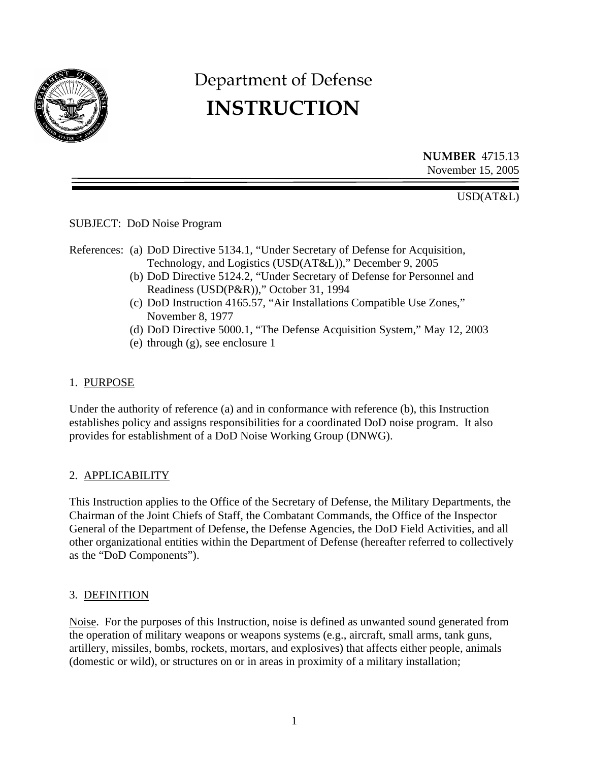# Department of Defense
# INSTRUCTION

**NUMBER** 4715.13
November 15, 2005

USD(AT&L)

SUBJECT: DoD Noise Program

References:
- (a) DoD Directive 5134.1, "Under Secretary of Defense for Acquisition, Technology, and Logistics (USD(AT&L))," December 9, 2005
- (b) DoD Directive 5124.2, "Under Secretary of Defense for Personnel and Readiness (USD(P&R))," October 31, 1994
- (c) DoD Instruction 4165.57, "Air Installations Compatible Use Zones," November 8, 1977
- (d) DoD Directive 5000.1, "The Defense Acquisition System," May 12, 2003
- (e) through (g), see enclosure 1

## 1. PURPOSE

Under the authority of reference (a) and in conformance with reference (b), this Instruction establishes policy and assigns responsibilities for a coordinated DoD noise program. It also provides for establishment of a DoD Noise Working Group (DNWG).

## 2. APPLICABILITY

This Instruction applies to the Office of the Secretary of Defense, the Military Departments, the Chairman of the Joint Chiefs of Staff, the Combatant Commands, the Office of the Inspector General of the Department of Defense, the Defense Agencies, the DoD Field Activities, and all other organizational entities within the Department of Defense (hereafter referred to collectively as the "DoD Components").

## 3. DEFINITION

Noise. For the purposes of this Instruction, noise is defined as unwanted sound generated from the operation of military weapons or weapons systems (e.g., aircraft, small arms, tank guns, artillery, missiles, bombs, rockets, mortars, and explosives) that affects either people, animals (domestic or wild), or structures on or in areas in proximity of a military installation;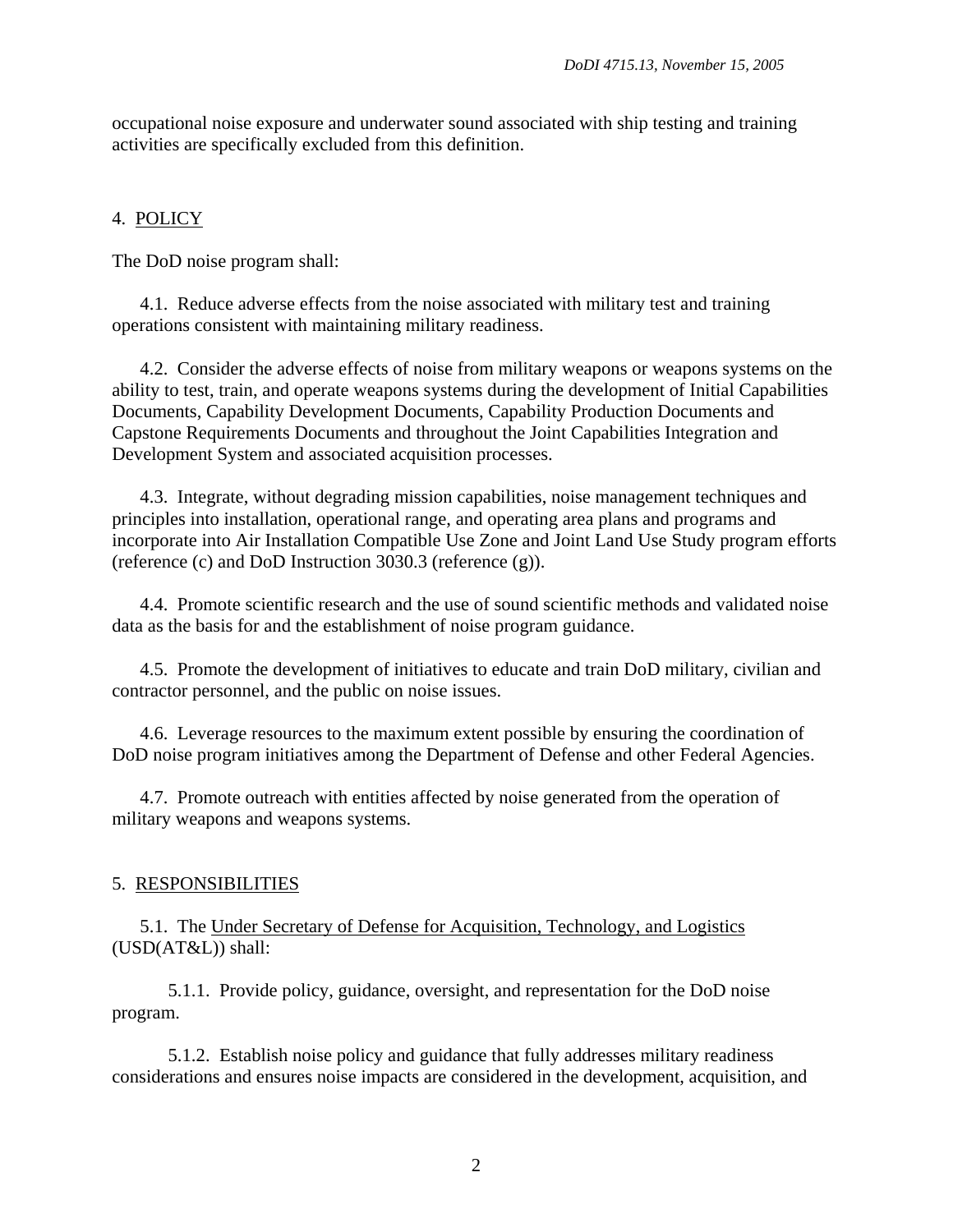occupational noise exposure and underwater sound associated with ship testing and training activities are specifically excluded from this definition.

## 4. POLICY

The DoD noise program shall:

4.1. Reduce adverse effects from the noise associated with military test and training operations consistent with maintaining military readiness.

4.2. Consider the adverse effects of noise from military weapons or weapons systems on the ability to test, train, and operate weapons systems during the development of Initial Capabilities Documents, Capability Development Documents, Capability Production Documents and Capstone Requirements Documents and throughout the Joint Capabilities Integration and Development System and associated acquisition processes.

4.3. Integrate, without degrading mission capabilities, noise management techniques and principles into installation, operational range, and operating area plans and programs and incorporate into Air Installation Compatible Use Zone and Joint Land Use Study program efforts (reference (c) and DoD Instruction 3030.3 (reference (g)).

4.4. Promote scientific research and the use of sound scientific methods and validated noise data as the basis for and the establishment of noise program guidance.

4.5. Promote the development of initiatives to educate and train DoD military, civilian and contractor personnel, and the public on noise issues.

4.6. Leverage resources to the maximum extent possible by ensuring the coordination of DoD noise program initiatives among the Department of Defense and other Federal Agencies.

4.7. Promote outreach with entities affected by noise generated from the operation of military weapons and weapons systems.

## 5. RESPONSIBILITIES

5.1. The Under Secretary of Defense for Acquisition, Technology, and Logistics (USD(AT&L)) shall:

5.1.1. Provide policy, guidance, oversight, and representation for the DoD noise program.

5.1.2. Establish noise policy and guidance that fully addresses military readiness considerations and ensures noise impacts are considered in the development, acquisition, and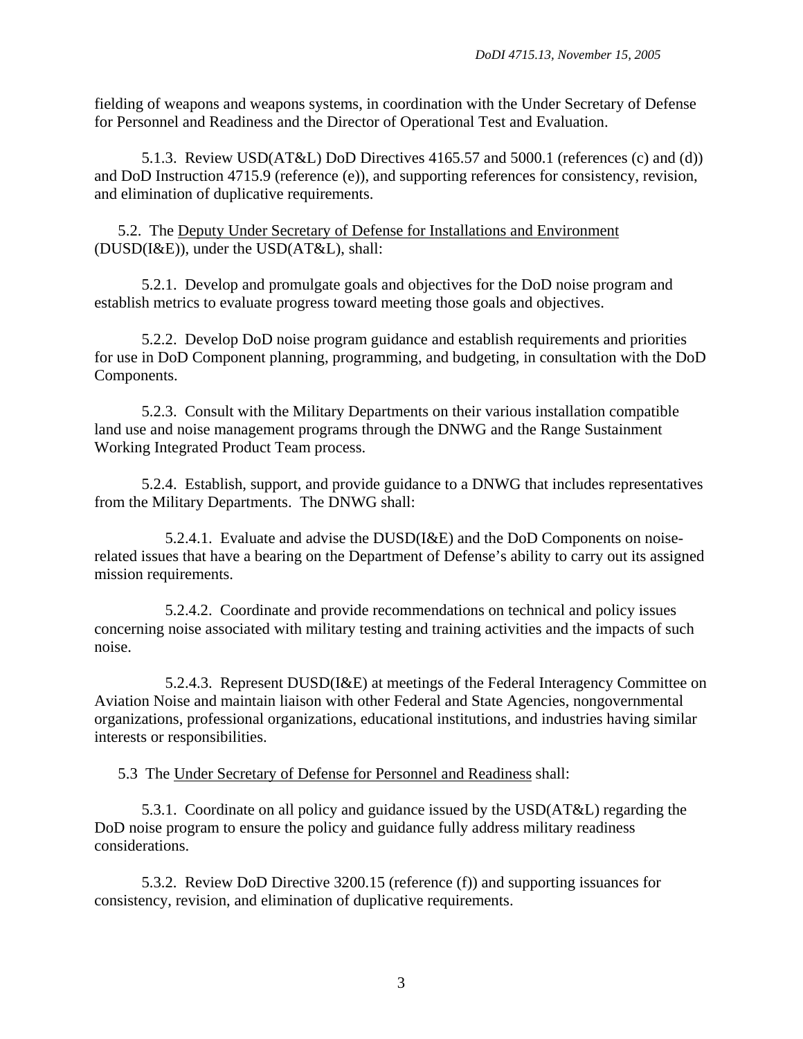fielding of weapons and weapons systems, in coordination with the Under Secretary of Defense for Personnel and Readiness and the Director of Operational Test and Evaluation.

5.1.3. Review USD(AT&L) DoD Directives 4165.57 and 5000.1 (references (c) and (d)) and DoD Instruction 4715.9 (reference (e)), and supporting references for consistency, revision, and elimination of duplicative requirements.

5.2. The <u>Deputy Under Secretary of Defense for Installations and Environment</u> (DUSD(I&E)), under the USD(AT&L), shall:

5.2.1. Develop and promulgate goals and objectives for the DoD noise program and establish metrics to evaluate progress toward meeting those goals and objectives.

5.2.2. Develop DoD noise program guidance and establish requirements and priorities for use in DoD Component planning, programming, and budgeting, in consultation with the DoD Components.

5.2.3. Consult with the Military Departments on their various installation compatible land use and noise management programs through the DNWG and the Range Sustainment Working Integrated Product Team process.

5.2.4. Establish, support, and provide guidance to a DNWG that includes representatives from the Military Departments. The DNWG shall:

5.2.4.1. Evaluate and advise the DUSD(I&E) and the DoD Components on noise-related issues that have a bearing on the Department of Defense's ability to carry out its assigned mission requirements.

5.2.4.2. Coordinate and provide recommendations on technical and policy issues concerning noise associated with military testing and training activities and the impacts of such noise.

5.2.4.3. Represent DUSD(I&E) at meetings of the Federal Interagency Committee on Aviation Noise and maintain liaison with other Federal and State Agencies, nongovernmental organizations, professional organizations, educational institutions, and industries having similar interests or responsibilities.

5.3 The <u>Under Secretary of Defense for Personnel and Readiness</u> shall:

5.3.1. Coordinate on all policy and guidance issued by the USD(AT&L) regarding the DoD noise program to ensure the policy and guidance fully address military readiness considerations.

5.3.2. Review DoD Directive 3200.15 (reference (f)) and supporting issuances for consistency, revision, and elimination of duplicative requirements.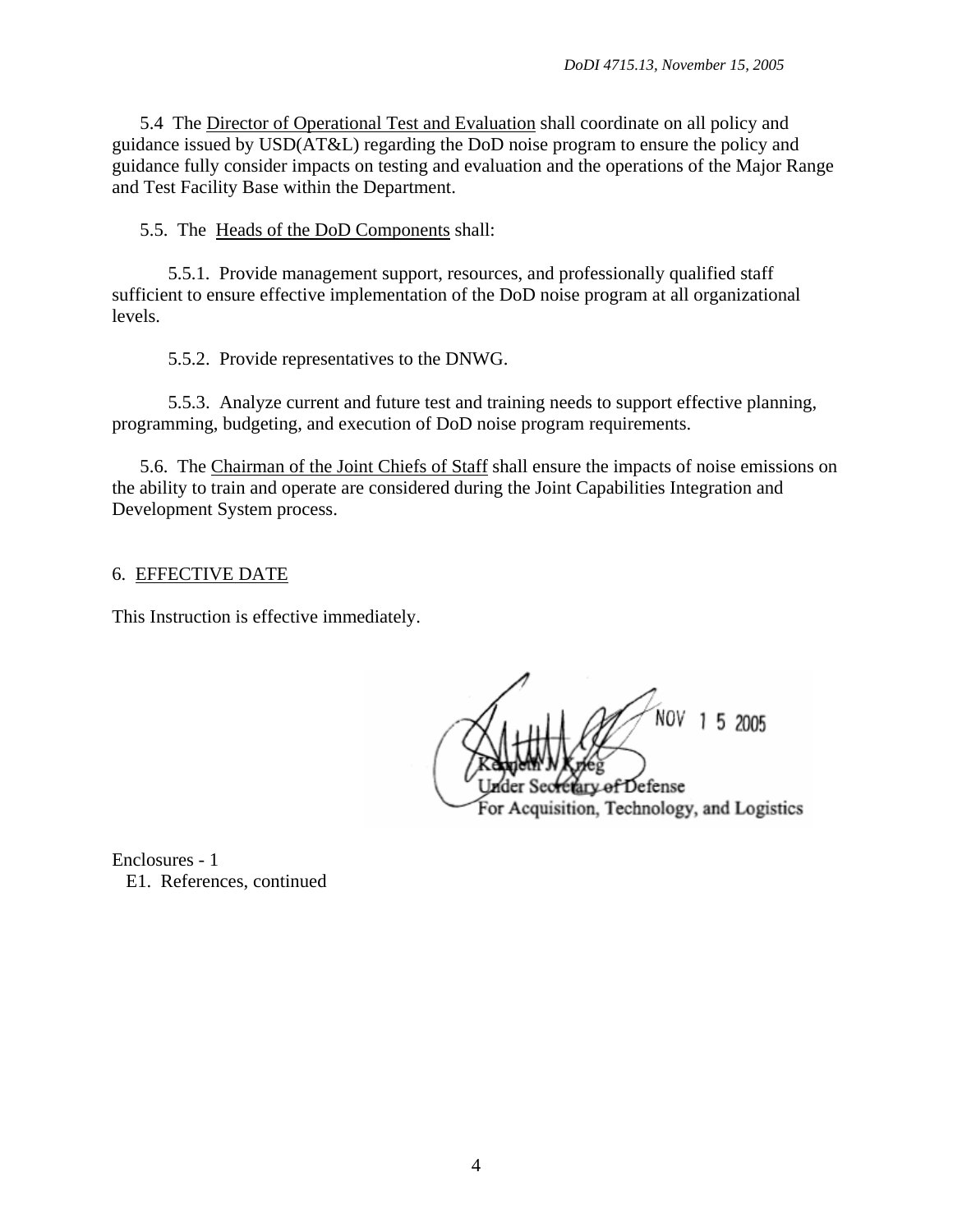5.4 The Director of Operational Test and Evaluation shall coordinate on all policy and guidance issued by USD(AT&L) regarding the DoD noise program to ensure the policy and guidance fully consider impacts on testing and evaluation and the operations of the Major Range and Test Facility Base within the Department.

5.5. The Heads of the DoD Components shall:

5.5.1. Provide management support, resources, and professionally qualified staff sufficient to ensure effective implementation of the DoD noise program at all organizational levels.

5.5.2. Provide representatives to the DNWG.

5.5.3. Analyze current and future test and training needs to support effective planning, programming, budgeting, and execution of DoD noise program requirements.

5.6. The Chairman of the Joint Chiefs of Staff shall ensure the impacts of noise emissions on the ability to train and operate are considered during the Joint Capabilities Integration and Development System process.

## 6. EFFECTIVE DATE

This Instruction is effective immediately.

NOV 15 2005

Kenneth J. Krieg
Under Secretary of Defense
For Acquisition, Technology, and Logistics

Enclosures - 1
E1. References, continued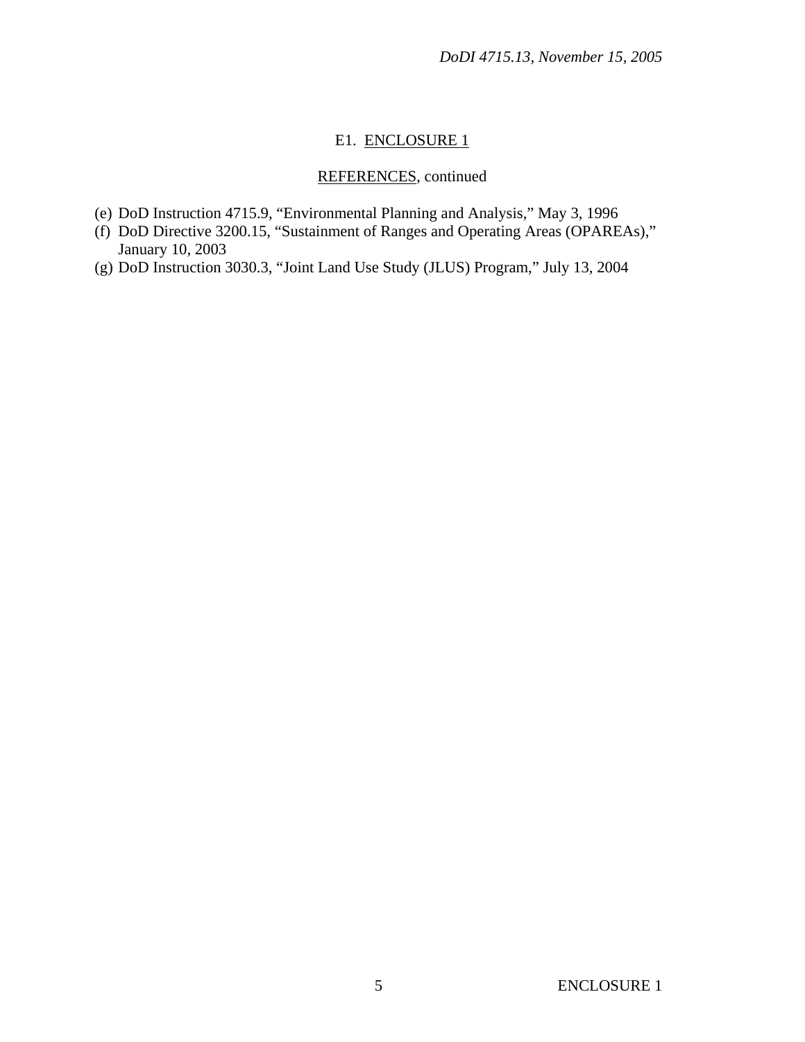## E1. ENCLOSURE 1

### REFERENCES, continued

(e) DoD Instruction 4715.9, "Environmental Planning and Analysis," May 3, 1996
(f) DoD Directive 3200.15, "Sustainment of Ranges and Operating Areas (OPAREAs)," January 10, 2003
(g) DoD Instruction 3030.3, "Joint Land Use Study (JLUS) Program," July 13, 2004